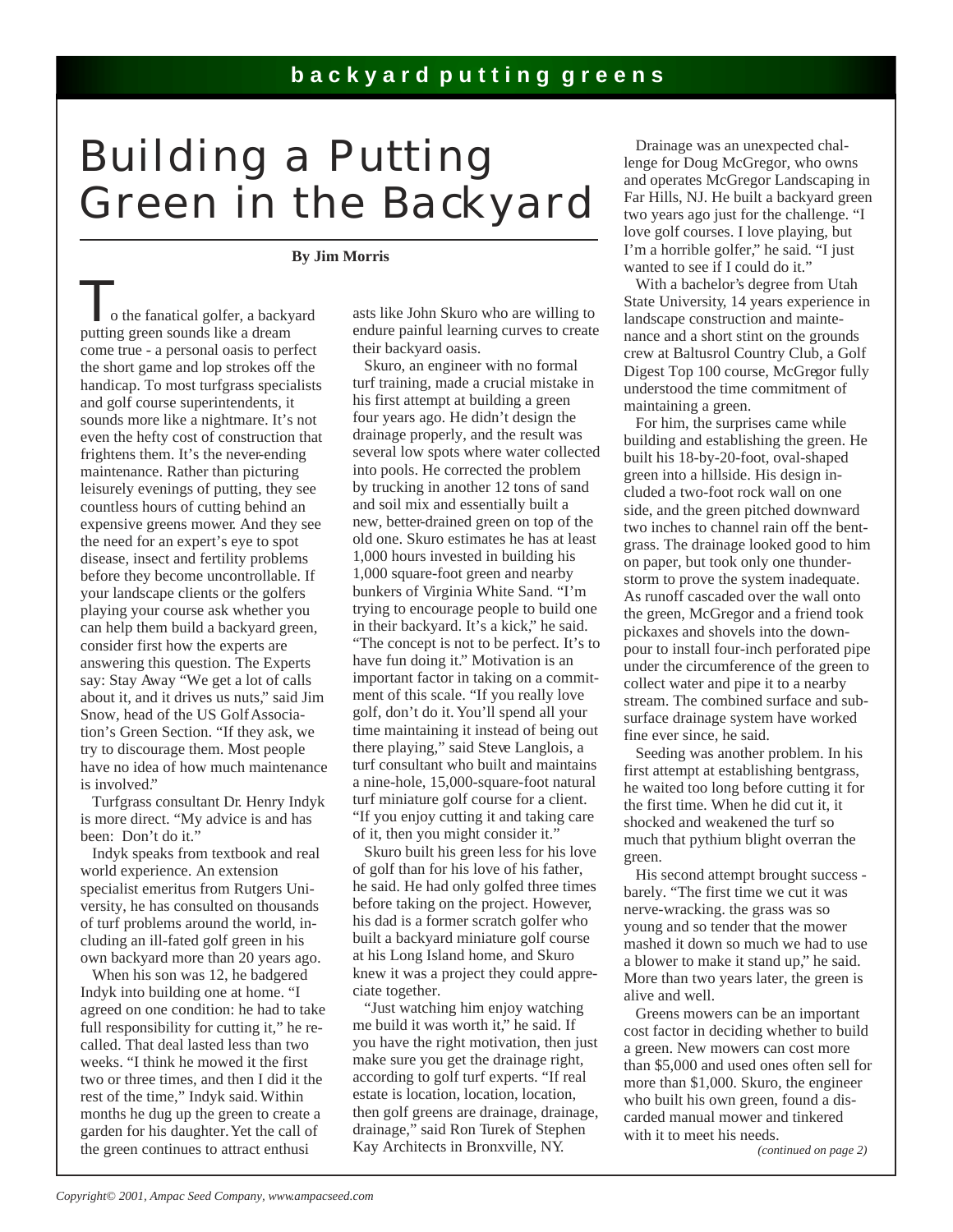# Building a Putting Green in the Backyard

**By Jim Morris**

To the fanatical golfer, a backyard putting green sounds like a dream come true - a personal oasis to perfect the short game and lop strokes off the handicap. To most turfgrass specialists and golf course superintendents, it sounds more like a nightmare. It's not even the hefty cost of construction that frightens them. It's the never-ending maintenance. Rather than picturing leisurely evenings of putting, they see countless hours of cutting behind an expensive greens mower. And they see the need for an expert's eye to spot disease, insect and fertility problems before they become uncontrollable. If your landscape clients or the golfers playing your course ask whether you can help them build a backyard green, consider first how the experts are answering this question. The Experts say: Stay Away "We get a lot of calls about it, and it drives us nuts," said Jim Snow, head of the US Golf Association's Green Section. "If they ask, we try to discourage them. Most people have no idea of how much maintenance is involved."

Turfgrass consultant Dr. Henry Indyk is more direct. "My advice is and has been: Don't do it."

Indyk speaks from textbook and real world experience. An extension specialist emeritus from Rutgers University, he has consulted on thousands of turf problems around the world, including an ill-fated golf green in his own backyard more than 20 years ago.

When his son was 12, he badgered Indyk into building one at home. "I agreed on one condition: he had to take full responsibility for cutting it," he recalled. That deal lasted less than two weeks. "I think he mowed it the first two or three times, and then I did it the rest of the time," Indyk said. Within months he dug up the green to create a garden for his daughter. Yet the call of the green continues to attract enthusiasts like John Skuro who are willing to endure painful learning curves to create their backyard oasis.

Skuro, an engineer with no formal turf training, made a crucial mistake in his first attempt at building a green four years ago. He didn't design the drainage properly, and the result was several low spots where water collected into pools. He corrected the problem by trucking in another 12 tons of sand and soil mix and essentially built a new, better-drained green on top of the old one. Skuro estimates he has at least 1,000 hours invested in building his 1,000 square-foot green and nearby bunkers of Virginia White Sand. "I'm trying to encourage people to build one in their backyard. It's a kick," he said. "The concept is not to be perfect. It's to have fun doing it." Motivation is an important factor in taking on a commitment of this scale. "If you really love golf, don't do it. You'll spend all your time maintaining it instead of being out there playing," said Steve Langlois, a turf consultant who built and maintains a nine-hole, 15,000-square-foot natural turf miniature golf course for a client. "If you enjoy cutting it and taking care of it, then you might consider it."

Skuro built his green less for his love of golf than for his love of his father, he said. He had only golfed three times before taking on the project. However, his dad is a former scratch golfer who built a backyard miniature golf course at his Long Island home, and Skuro knew it was a project they could appreciate together.

"Just watching him enjoy watching me build it was worth it," he said. If you have the right motivation, then just make sure you get the drainage right, according to golf turf experts. "If real estate is location, location, location, then golf greens are drainage, drainage, drainage," said Ron Turek of Stephen Kay Architects in Bronxville, NY.

Drainage was an unexpected challenge for Doug McGregor, who owns and operates McGregor Landscaping in Far Hills, NJ. He built a backyard green two years ago just for the challenge. "I love golf courses. I love playing, but I'm a horrible golfer," he said. "I just wanted to see if I could do it."

With a bachelor's degree from Utah State University, 14 years experience in landscape construction and maintenance and a short stint on the grounds crew at Baltusrol Country Club, a Golf Digest Top 100 course, McGregor fully understood the time commitment of maintaining a green.

For him, the surprises came while building and establishing the green. He built his 18-by-20-foot, oval-shaped green into a hillside. His design included a two-foot rock wall on one side, and the green pitched downward two inches to channel rain off the bentgrass. The drainage looked good to him on paper, but took only one thunderstorm to prove the system inadequate. As runoff cascaded over the wall onto the green, McGregor and a friend took pickaxes and shovels into the downpour to install four-inch perforated pipe under the circumference of the green to collect water and pipe it to a nearby stream. The combined surface and subsurface drainage system have worked fine ever since, he said.

Seeding was another problem. In his first attempt at establishing bentgrass, he waited too long before cutting it for the first time. When he did cut it, it shocked and weakened the turf so much that pythium blight overran the green.

His second attempt brought success - barely. "The first time we cut it was nerve-wracking. the grass was so young and so tender that the mower mashed it down so much we had to use a blower to make it stand up," he said. More than two years later, the green is alive and well.

Greens mowers can be an important cost factor in deciding whether to build a green. New mowers can cost more than $5,000 and used ones often sell for more than $1,000. Skuro, the engineer who built his own green, found a discarded manual mower and tinkered with it to meet his needs.

*(continued on page 2)*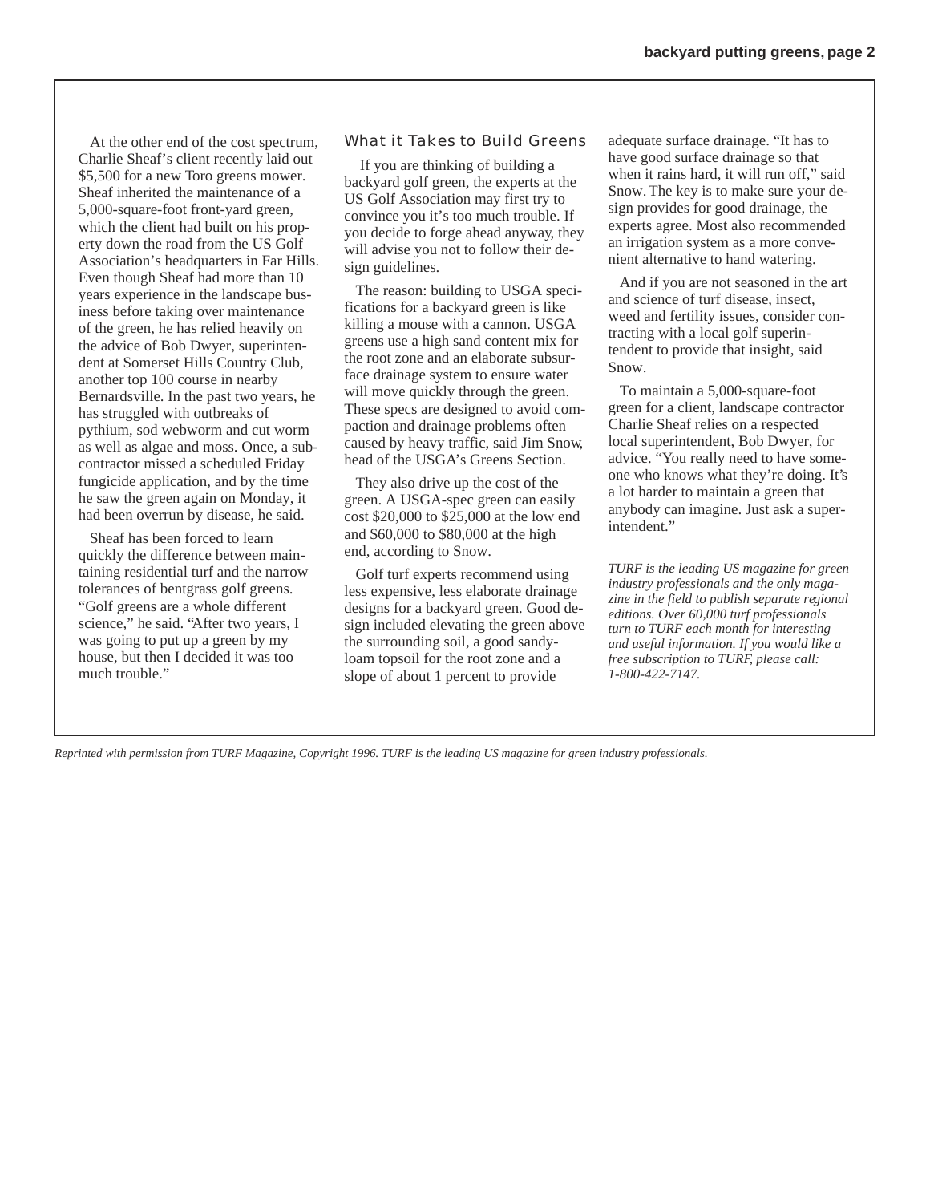At the other end of the cost spectrum, Charlie Sheaf's client recently laid out $5,500 for a new Toro greens mower. Sheaf inherited the maintenance of a 5,000-square-foot front-yard green, which the client had built on his property down the road from the US Golf Association's headquarters in Far Hills. Even though Sheaf had more than 10 years experience in the landscape business before taking over maintenance of the green, he has relied heavily on the advice of Bob Dwyer, superintendent at Somerset Hills Country Club, another top 100 course in nearby Bernardsville. In the past two years, he has struggled with outbreaks of pythium, sod webworm and cut worm as well as algae and moss. Once, a subcontractor missed a scheduled Friday fungicide application, and by the time he saw the green again on Monday, it had been overrun by disease, he said.

Sheaf has been forced to learn quickly the difference between maintaining residential turf and the narrow tolerances of bentgrass golf greens. "Golf greens are a whole different science," he said. "After two years, I was going to put up a green by my house, but then I decided it was too much trouble."

## What it Takes to Build Greens

If you are thinking of building a backyard golf green, the experts at the US Golf Association may first try to convince you it's too much trouble. If you decide to forge ahead anyway, they will advise you not to follow their design guidelines.

The reason: building to USGA specifications for a backyard green is like killing a mouse with a cannon. USGA greens use a high sand content mix for the root zone and an elaborate subsurface drainage system to ensure water will move quickly through the green. These specs are designed to avoid compaction and drainage problems often caused by heavy traffic, said Jim Snow, head of the USGA's Greens Section.

They also drive up the cost of the green. A USGA-spec green can easily cost $20,000 to $25,000 at the low end and $60,000 to $80,000 at the high end, according to Snow.

Golf turf experts recommend using less expensive, less elaborate drainage designs for a backyard green. Good design included elevating the green above the surrounding soil, a good sandy-loam topsoil for the root zone and a slope of about 1 percent to provide adequate surface drainage. "It has to have good surface drainage so that when it rains hard, it will run off," said Snow. The key is to make sure your design provides for good drainage, the experts agree. Most also recommended an irrigation system as a more convenient alternative to hand watering.

And if you are not seasoned in the art and science of turf disease, insect, weed and fertility issues, consider contracting with a local golf superintendent to provide that insight, said Snow.

To maintain a 5,000-square-foot green for a client, landscape contractor Charlie Sheaf relies on a respected local superintendent, Bob Dwyer, for advice. "You really need to have someone who knows what they're doing. It's a lot harder to maintain a green that anybody can imagine. Just ask a superintendent."

*TURF is the leading US magazine for green industry professionals and the only magazine in the field to publish separate regional editions. Over 60,000 turf professionals turn to TURF each month for interesting and useful information. If you would like a free subscription to TURF, please call: 1-800-422-7147.*

*Reprinted with permission from TURF Magazine, Copyright 1996. TURF is the leading US magazine for green industry professionals.*